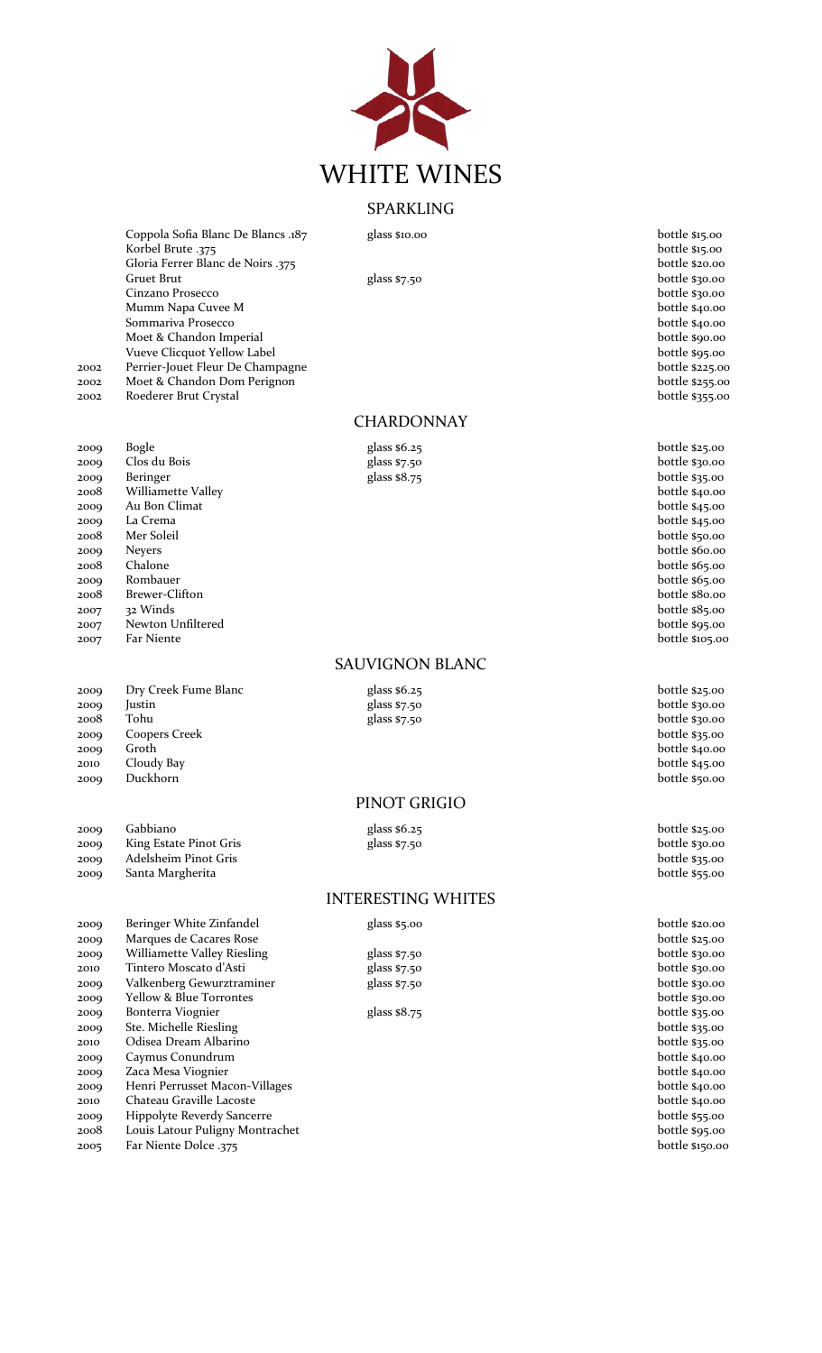# WHITE WINES

## SPARKLING

| Year | Wine | Glass | Bottle |
|---|---|---|---|
| | Coppola Sofia Blanc De Blancs .187 | glass $10.00 | bottle $15.00 |
| | Korbel Brute .375 | | bottle $15.00 |
| | Gloria Ferrer Blanc de Noirs .375 | | bottle $20.00 |
| | Gruet Brut | glass $7.50 | bottle $30.00 |
| | Cinzano Prosecco | | bottle $30.00 |
| | Mumm Napa Cuvee M | | bottle $40.00 |
| | Sommariva Prosecco | | bottle $40.00 |
| | Moet & Chandon Imperial | | bottle $90.00 |
| | Vueve Clicquot Yellow Label | | bottle $95.00 |
| 2002 | Perrier-Jouet Fleur De Champagne | | bottle $225.00 |
| 2002 | Moet & Chandon Dom Perignon | | bottle $255.00 |
| 2002 | Roederer Brut Crystal | | bottle $355.00 |

## CHARDONNAY

| Year | Wine | Glass | Bottle |
|---|---|---|---|
| 2009 | Bogle | glass $6.25 | bottle $25.00 |
| 2009 | Clos du Bois | glass $7.50 | bottle $30.00 |
| 2009 | Beringer | glass $8.75 | bottle $35.00 |
| 2008 | Williamette Valley | | bottle $40.00 |
| 2009 | Au Bon Climat | | bottle $45.00 |
| 2009 | La Crema | | bottle $45.00 |
| 2008 | Mer Soleil | | bottle $50.00 |
| 2009 | Neyers | | bottle $60.00 |
| 2008 | Chalone | | bottle $65.00 |
| 2009 | Rombauer | | bottle $65.00 |
| 2008 | Brewer-Clifton | | bottle $80.00 |
| 2007 | 32 Winds | | bottle $85.00 |
| 2007 | Newton Unfiltered | | bottle $95.00 |
| 2007 | Far Niente | | bottle $105.00 |

## SAUVIGNON BLANC

| Year | Wine | Glass | Bottle |
|---|---|---|---|
| 2009 | Dry Creek Fume Blanc | glass $6.25 | bottle $25.00 |
| 2009 | Justin | glass $7.50 | bottle $30.00 |
| 2008 | Tohu | glass $7.50 | bottle $30.00 |
| 2009 | Coopers Creek | | bottle $35.00 |
| 2009 | Groth | | bottle $40.00 |
| 2010 | Cloudy Bay | | bottle $45.00 |
| 2009 | Duckhorn | | bottle $50.00 |

## PINOT GRIGIO

| Year | Wine | Glass | Bottle |
|---|---|---|---|
| 2009 | Gabbiano | glass $6.25 | bottle $25.00 |
| 2009 | King Estate Pinot Gris | glass $7.50 | bottle $30.00 |
| 2009 | Adelsheim Pinot Gris | | bottle $35.00 |
| 2009 | Santa Margherita | | bottle $55.00 |

## INTERESTING WHITES

| Year | Wine | Glass | Bottle |
|---|---|---|---|
| 2009 | Beringer White Zinfandel | glass $5.00 | bottle $20.00 |
| 2009 | Marques de Cacares Rose | | bottle $25.00 |
| 2009 | Williamette Valley Riesling | glass $7.50 | bottle $30.00 |
| 2010 | Tintero Moscato d'Asti | glass $7.50 | bottle $30.00 |
| 2009 | Valkenberg Gewurztraminer | glass $7.50 | bottle $30.00 |
| 2009 | Yellow & Blue Torrontes | | bottle $30.00 |
| 2009 | Bonterra Viognier | glass $8.75 | bottle $35.00 |
| 2009 | Ste. Michelle Riesling | | bottle $35.00 |
| 2010 | Odisea Dream Albarino | | bottle $35.00 |
| 2009 | Caymus Conundrum | | bottle $40.00 |
| 2009 | Zaca Mesa Viognier | | bottle $40.00 |
| 2009 | Henri Perrusset Macon-Villages | | bottle $40.00 |
| 2010 | Chateau Graville Lacoste | | bottle $40.00 |
| 2009 | Hippolyte Reverdy Sancerre | | bottle $55.00 |
| 2008 | Louis Latour Puligny Montrachet | | bottle $95.00 |
| 2005 | Far Niente Dolce .375 | | bottle $150.00 |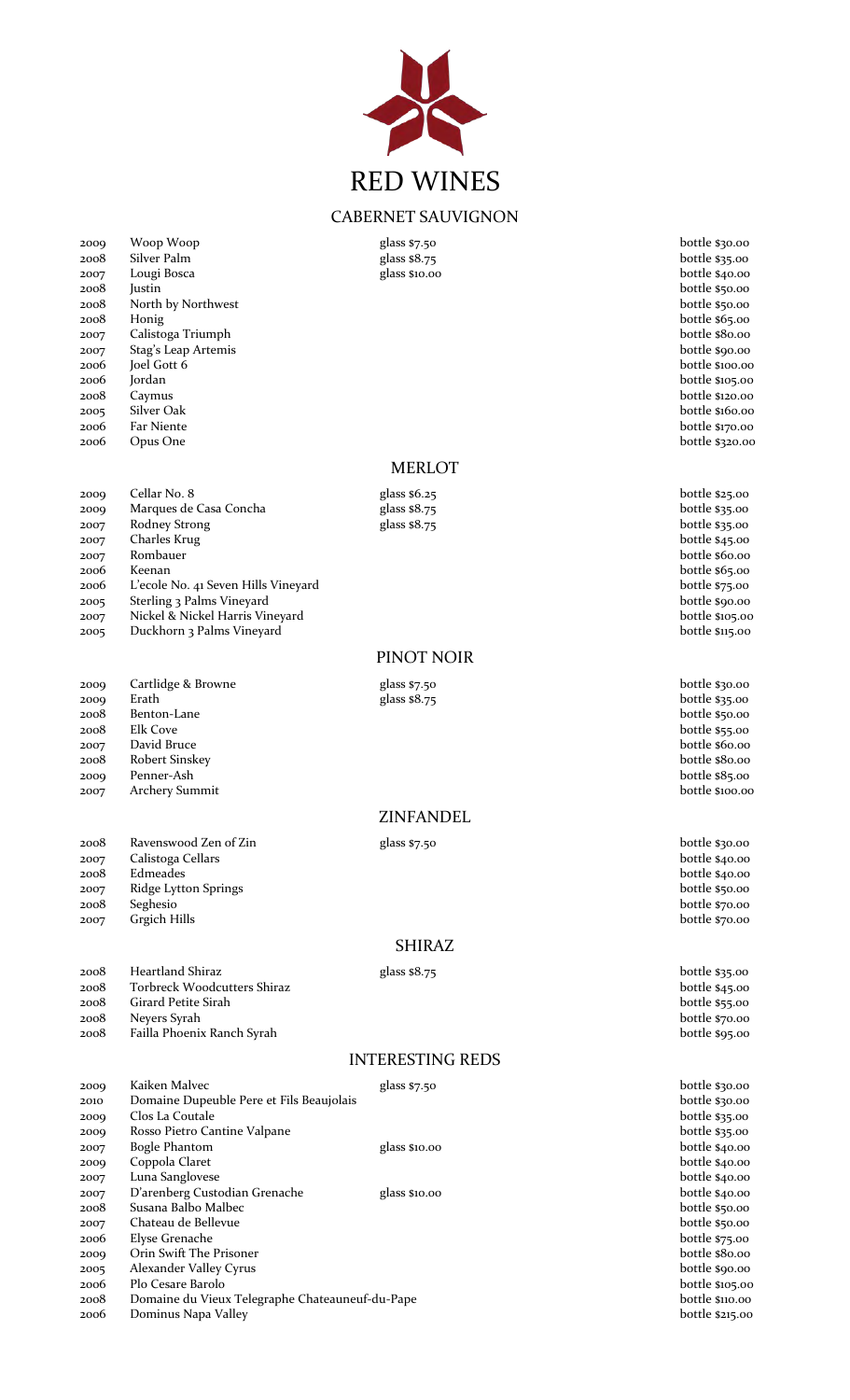# RED WINES

## CABERNET SAUVIGNON

| | | | |
|---|---|---|---|
| 2009 | Woop Woop | glass $7.50 | bottle $30.00 |
| 2008 | Silver Palm | glass $8.75 | bottle $35.00 |
| 2007 | Lougi Bosca | glass $10.00 | bottle $40.00 |
| 2008 | Justin | | bottle $50.00 |
| 2008 | North by Northwest | | bottle $50.00 |
| 2008 | Honig | | bottle $65.00 |
| 2007 | Calistoga Triumph | | bottle $80.00 |
| 2007 | Stag's Leap Artemis | | bottle $90.00 |
| 2006 | Joel Gott 6 | | bottle $100.00 |
| 2006 | Jordan | | bottle $105.00 |
| 2008 | Caymus | | bottle $120.00 |
| 2005 | Silver Oak | | bottle $160.00 |
| 2006 | Far Niente | | bottle $170.00 |
| 2006 | Opus One | | bottle $320.00 |

## MERLOT

| | | | |
|---|---|---|---|
| 2009 | Cellar No. 8 | glass $6.25 | bottle $25.00 |
| 2009 | Marques de Casa Concha | glass $8.75 | bottle $35.00 |
| 2007 | Rodney Strong | glass $8.75 | bottle $35.00 |
| 2007 | Charles Krug | | bottle $45.00 |
| 2007 | Rombauer | | bottle $60.00 |
| 2006 | Keenan | | bottle $65.00 |
| 2006 | L'ecole No. 41 Seven Hills Vineyard | | bottle $75.00 |
| 2005 | Sterling 3 Palms Vineyard | | bottle $90.00 |
| 2007 | Nickel & Nickel Harris Vineyard | | bottle $105.00 |
| 2005 | Duckhorn 3 Palms Vineyard | | bottle $115.00 |

## PINOT NOIR

| | | | |
|---|---|---|---|
| 2009 | Cartlidge & Browne | glass $7.50 | bottle $30.00 |
| 2009 | Erath | glass $8.75 | bottle $35.00 |
| 2008 | Benton-Lane | | bottle $50.00 |
| 2008 | Elk Cove | | bottle $55.00 |
| 2007 | David Bruce | | bottle $60.00 |
| 2008 | Robert Sinskey | | bottle $80.00 |
| 2009 | Penner-Ash | | bottle $85.00 |
| 2007 | Archery Summit | | bottle $100.00 |

## ZINFANDEL

| | | | |
|---|---|---|---|
| 2008 | Ravenswood Zen of Zin | glass $7.50 | bottle $30.00 |
| 2007 | Calistoga Cellars | | bottle $40.00 |
| 2008 | Edmeades | | bottle $40.00 |
| 2007 | Ridge Lytton Springs | | bottle $50.00 |
| 2008 | Seghesio | | bottle $70.00 |
| 2007 | Grgich Hills | | bottle $70.00 |

## SHIRAZ

| | | | |
|---|---|---|---|
| 2008 | Heartland Shiraz | glass $8.75 | bottle $35.00 |
| 2008 | Torbreck Woodcutters Shiraz | | bottle $45.00 |
| 2008 | Girard Petite Sirah | | bottle $55.00 |
| 2008 | Neyers Syrah | | bottle $70.00 |
| 2008 | Failla Phoenix Ranch Syrah | | bottle $95.00 |

## INTERESTING REDS

| | | | |
|---|---|---|---|
| 2009 | Kaiken Malvec | glass $7.50 | bottle $30.00 |
| 2010 | Domaine Dupeuble Pere et Fils Beaujolais | | bottle $30.00 |
| 2009 | Clos La Coutale | | bottle $35.00 |
| 2009 | Rosso Pietro Cantine Valpane | | bottle $35.00 |
| 2007 | Bogle Phantom | glass $10.00 | bottle $40.00 |
| 2009 | Coppola Claret | | bottle $40.00 |
| 2007 | Luna Sanglovese | | bottle $40.00 |
| 2007 | D'arenberg Custodian Grenache | glass $10.00 | bottle $40.00 |
| 2008 | Susana Balbo Malbec | | bottle $50.00 |
| 2007 | Chateau de Bellevue | | bottle $50.00 |
| 2006 | Elyse Grenache | | bottle $75.00 |
| 2009 | Orin Swift The Prisoner | | bottle $80.00 |
| 2005 | Alexander Valley Cyrus | | bottle $90.00 |
| 2006 | Plo Cesare Barolo | | bottle $105.00 |
| 2008 | Domaine du Vieux Telegraphe Chateauneuf-du-Pape | | bottle $110.00 |
| 2006 | Dominus Napa Valley | | bottle $215.00 |